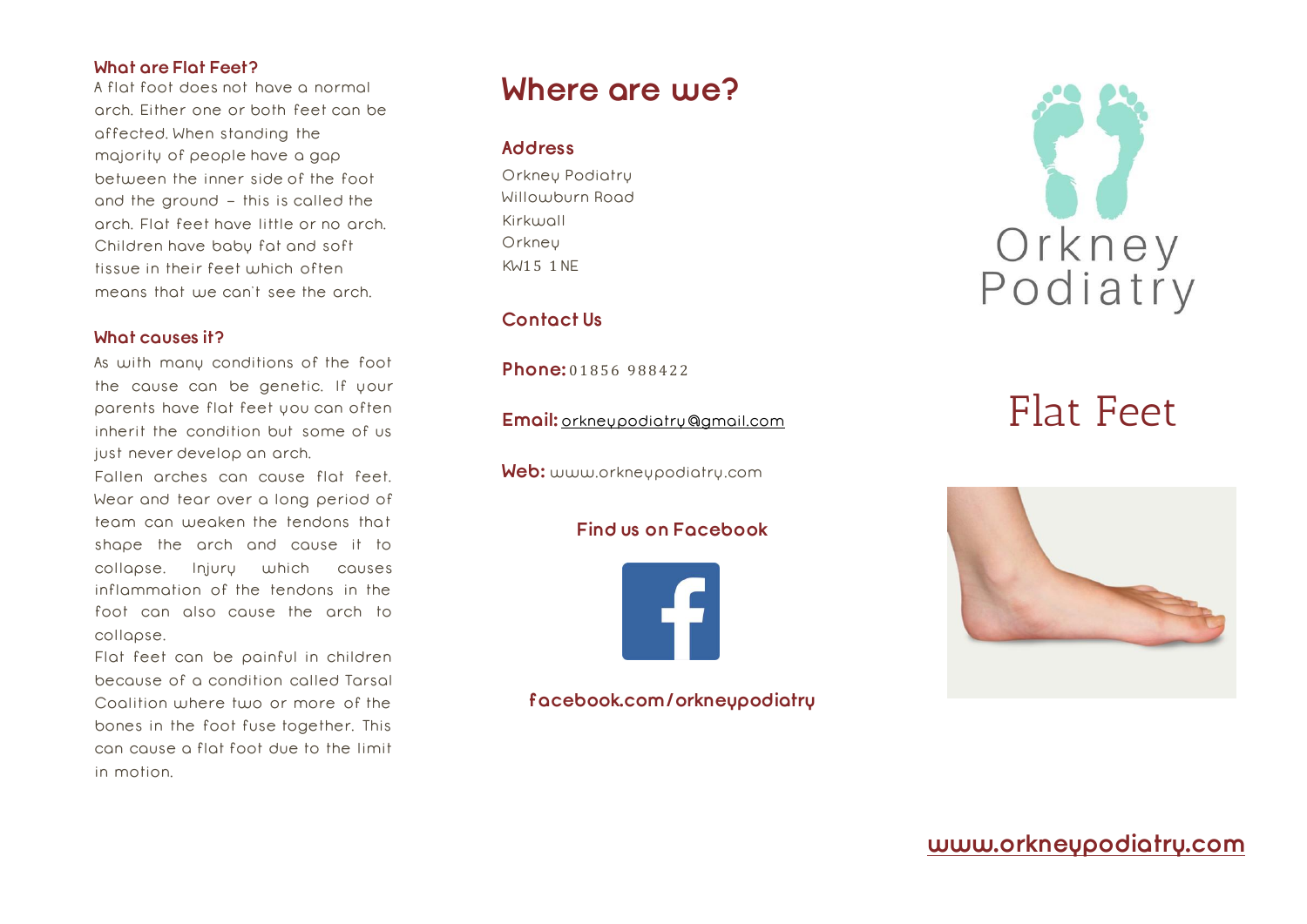## What are Flat Feet?

A flat foot does not have a normal arch. Either one or both feet can be affected. When standing the majority of people have a gap between the inner side of the foot and the ground – this is called the arch. Flat feet have little or no arch. Children have baby fat and soft tissue in their feet which often means that we can't see the arch.

## What causes it?

As with many conditions of the foot the cause can be genetic. If your parents have flat feet you can often inherit the condition but some of us just never develop an arch.

Fallen arches can cause flat feet. Wear and tear over a long period of team can weaken the tendons that shape the arch and cause it to collapse. Injury which causes inflammation of the tendons in the foot can also cause the arch to collapse.

Flat feet can be painful in children because of a condition called Tarsal Coalition where two or more of the bones in the foot fuse together. This can cause a flat foot due to the limit in motion.

# Where are we?

## Address

Orkney Podiatry
Willowburn Road
Kirkwall
Orkney
KW15 1NE

## Contact Us

**Phone:** 01856 988422

**Email:** orkneypodiatry@gmail.com

**Web:** www.orkneypodiatry.com

**Find us on Facebook**

**facebook.com/orkneypodiatry**

Orkney Podiatry

# Flat Feet

**www.orkneypodiatry.com**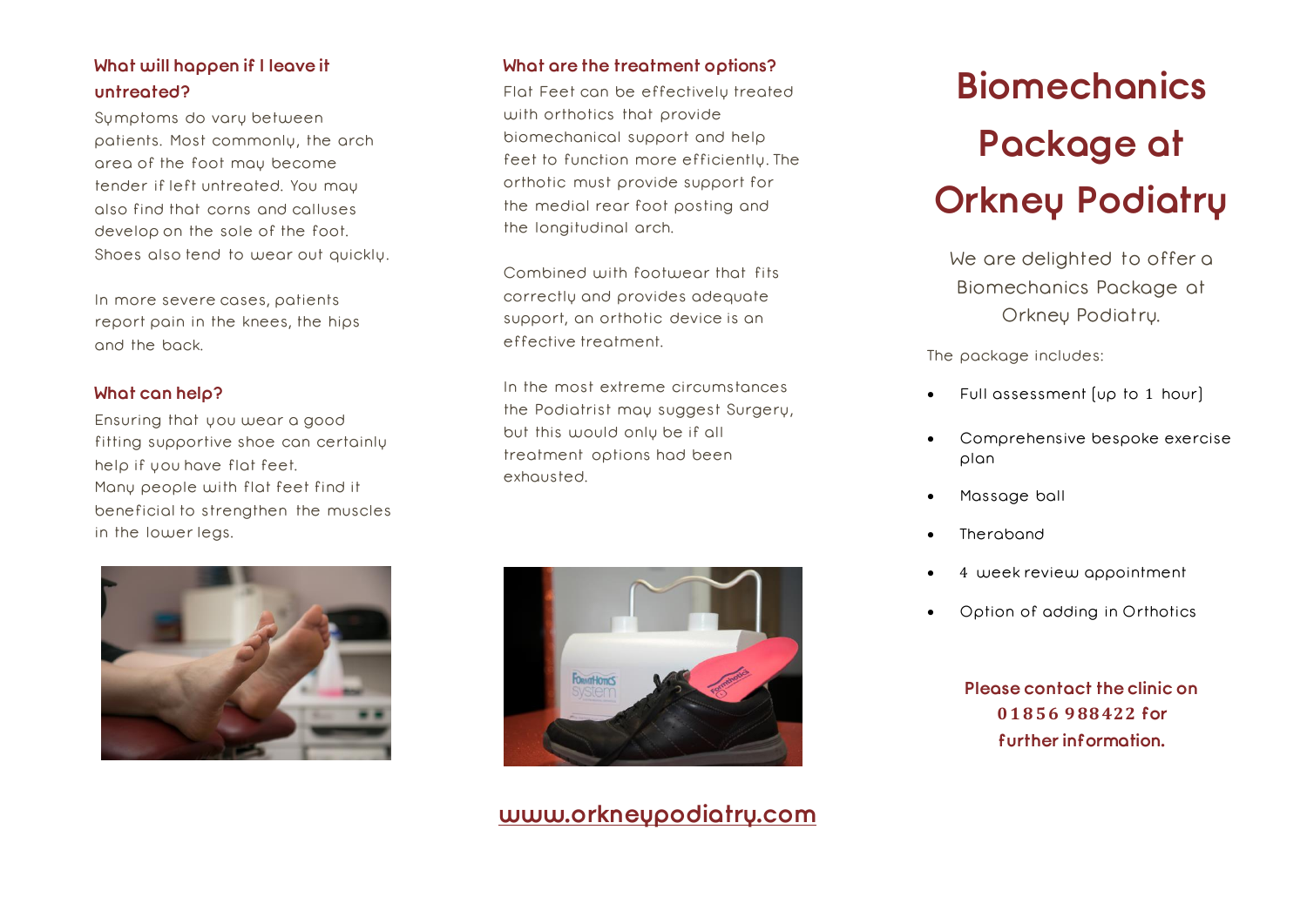### What will happen if I leave it untreated?

Symptoms do vary between patients. Most commonly, the arch area of the foot may become tender if left untreated. You may also find that corns and calluses develop on the sole of the foot. Shoes also tend to wear out quickly.

In more severe cases, patients report pain in the knees, the hips and the back.

### What can help?

Ensuring that you wear a good fitting supportive shoe can certainly help if you have flat feet. Many people with flat feet find it beneficial to strengthen the muscles in the lower legs.

### What are the treatment options?

Flat Feet can be effectively treated with orthotics that provide biomechanical support and help feet to function more efficiently. The orthotic must provide support for the medial rear foot posting and the longitudinal arch.

Combined with footwear that fits correctly and provides adequate support, an orthotic device is an effective treatment.

In the most extreme circumstances the Podiatrist may suggest Surgery, but this would only be if all treatment options had been exhausted.

**www.orkneypodiatry.com**

# Biomechanics Package at Orkney Podiatry

We are delighted to offer a Biomechanics Package at Orkney Podiatry.

The package includes:

- Full assessment (up to 1 hour)
- Comprehensive bespoke exercise plan
- Massage ball
- Theraband
- 4 week review appointment
- Option of adding in Orthotics

**Please contact the clinic on 01856 988422 for further information.**